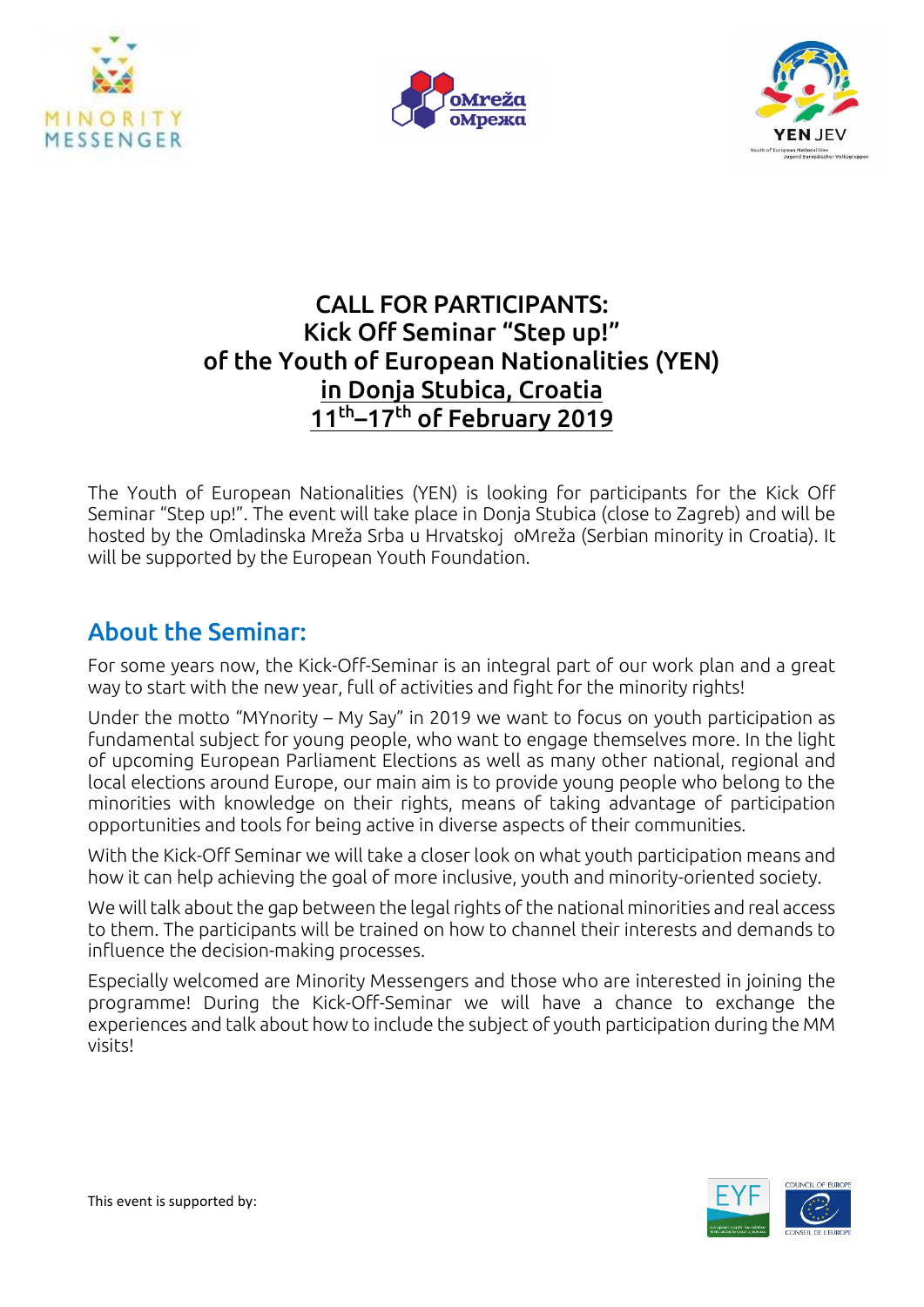# CALL FOR PARTICIPANTS: Kick Off Seminar "Step up!" of the Youth of European Nationalities (YEN) in Donja Stubica, Croatia 11$^{th}$–17$^{th}$ of February 2019

The Youth of European Nationalities (YEN) is looking for participants for the Kick Off Seminar "Step up!". The event will take place in Donja Stubica (close to Zagreb) and will be hosted by the Omladinska Mreža Srba u Hrvatskoj oMreža (Serbian minority in Croatia). It will be supported by the European Youth Foundation.

## About the Seminar:

For some years now, the Kick-Off-Seminar is an integral part of our work plan and a great way to start with the new year, full of activities and fight for the minority rights!

Under the motto "MYnority – My Say" in 2019 we want to focus on youth participation as fundamental subject for young people, who want to engage themselves more. In the light of upcoming European Parliament Elections as well as many other national, regional and local elections around Europe, our main aim is to provide young people who belong to the minorities with knowledge on their rights, means of taking advantage of participation opportunities and tools for being active in diverse aspects of their communities.

With the Kick-Off Seminar we will take a closer look on what youth participation means and how it can help achieving the goal of more inclusive, youth and minority-oriented society.

We will talk about the gap between the legal rights of the national minorities and real access to them. The participants will be trained on how to channel their interests and demands to influence the decision-making processes.

Especially welcomed are Minority Messengers and those who are interested in joining the programme! During the Kick-Off-Seminar we will have a chance to exchange the experiences and talk about how to include the subject of youth participation during the MM visits!

This event is supported by: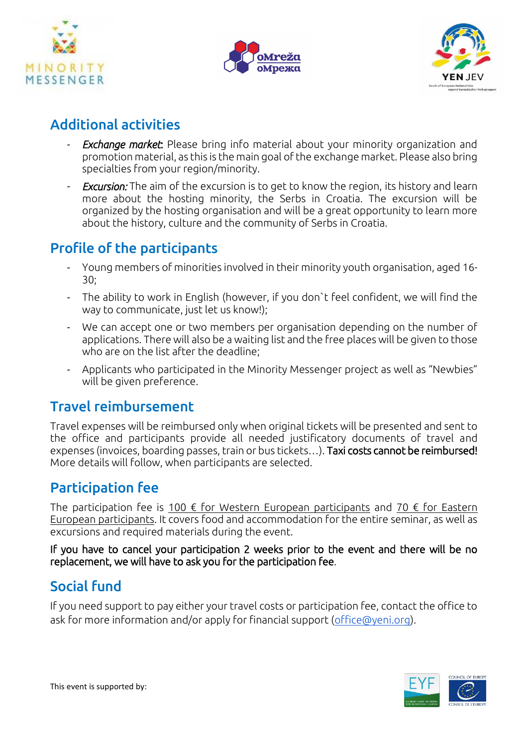## Additional activities

- *Exchange market*: Please bring info material about your minority organization and promotion material, as this is the main goal of the exchange market. Please also bring specialties from your region/minority.
- *Excursion:* The aim of the excursion is to get to know the region, its history and learn more about the hosting minority, the Serbs in Croatia. The excursion will be organized by the hosting organisation and will be a great opportunity to learn more about the history, culture and the community of Serbs in Croatia.

## Profile of the participants

- Young members of minorities involved in their minority youth organisation, aged 16-30;
- The ability to work in English (however, if you don`t feel confident, we will find the way to communicate, just let us know!);
- We can accept one or two members per organisation depending on the number of applications. There will also be a waiting list and the free places will be given to those who are on the list after the deadline;
- Applicants who participated in the Minority Messenger project as well as "Newbies" will be given preference.

## Travel reimbursement

Travel expenses will be reimbursed only when original tickets will be presented and sent to the office and participants provide all needed justificatory documents of travel and expenses (invoices, boarding passes, train or bus tickets…). **Taxi costs cannot be reimbursed!** More details will follow, when participants are selected.

## Participation fee

The participation fee is 100 € for Western European participants and 70 € for Eastern European participants. It covers food and accommodation for the entire seminar, as well as excursions and required materials during the event.

**If you have to cancel your participation 2 weeks prior to the event and there will be no replacement, we will have to ask you for the participation fee**.

## Social fund

If you need support to pay either your travel costs or participation fee, contact the office to ask for more information and/or apply for financial support (office@yeni.org).

This event is supported by: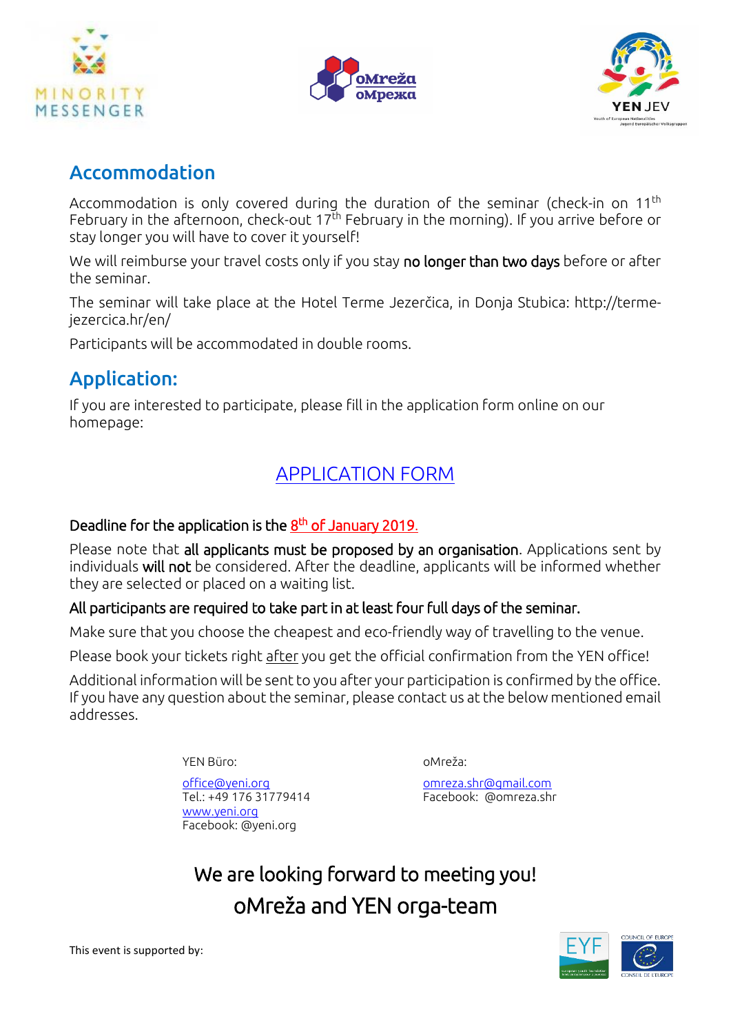## Accommodation

Accommodation is only covered during the duration of the seminar (check-in on 11th February in the afternoon, check-out 17th February in the morning). If you arrive before or stay longer you will have to cover it yourself!

We will reimburse your travel costs only if you stay **no longer than two days** before or after the seminar.

The seminar will take place at the Hotel Terme Jezerčica, in Donja Stubica: http://terme-jezercica.hr/en/

Participants will be accommodated in double rooms.

## Application:

If you are interested to participate, please fill in the application form online on our homepage:

APPLICATION FORM

**Deadline for the application is the 8th of January 2019.**

Please note that **all applicants must be proposed by an organisation**. Applications sent by individuals **will not** be considered. After the deadline, applicants will be informed whether they are selected or placed on a waiting list.

**All participants are required to take part in at least four full days of the seminar.**

Make sure that you choose the cheapest and eco-friendly way of travelling to the venue.

Please book your tickets right after you get the official confirmation from the YEN office!

Additional information will be sent to you after your participation is confirmed by the office. If you have any question about the seminar, please contact us at the below mentioned email addresses.

YEN Büro:

office@yeni.org
Tel.: +49 176 31779414
www.yeni.org
Facebook: @yeni.org

oMreža:

omreza.shr@gmail.com
Facebook: @omreza.shr

**We are looking forward to meeting you!**
**oMreža and YEN orga-team**

This event is supported by: